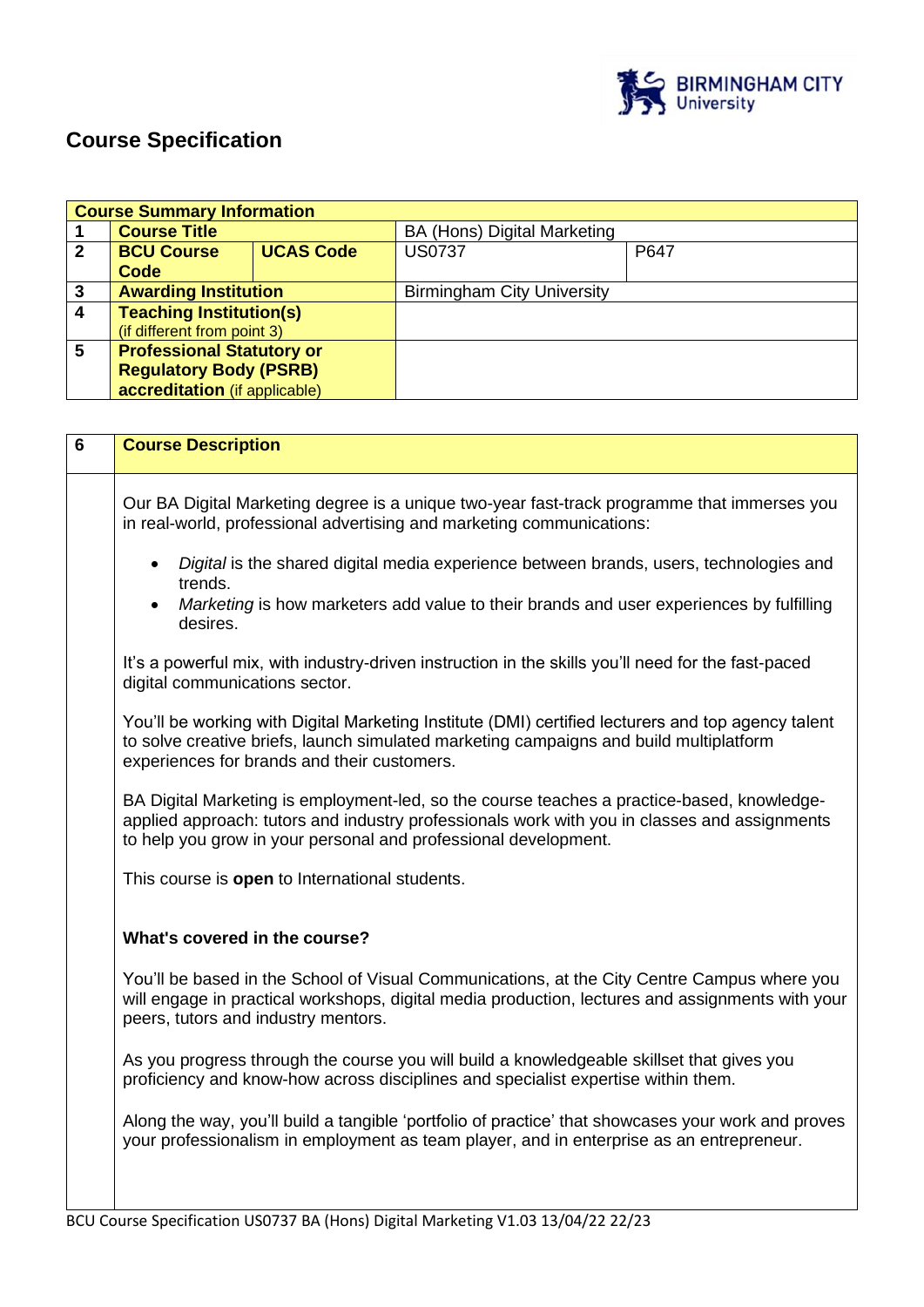# Course Specification

| Course Summary Information | | | | |
|---|---|---|---|---|
| 1 | **Course Title** | | BA (Hons) Digital Marketing | |
| 2 | **BCU Course Code** | **UCAS Code** | US0737 | P647 |
| 3 | **Awarding Institution** | | Birmingham City University | |
| 4 | **Teaching Institution(s)** (if different from point 3) | | | |
| 5 | **Professional Statutory or Regulatory Body (PSRB) accreditation** (if applicable) | | | |

| 6 | **Course Description** |
|---|---|

Our BA Digital Marketing degree is a unique two-year fast-track programme that immerses you in real-world, professional advertising and marketing communications:

- *Digital* is the shared digital media experience between brands, users, technologies and trends.
- *Marketing* is how marketers add value to their brands and user experiences by fulfilling desires.

It's a powerful mix, with industry-driven instruction in the skills you'll need for the fast-paced digital communications sector.

You'll be working with Digital Marketing Institute (DMI) certified lecturers and top agency talent to solve creative briefs, launch simulated marketing campaigns and build multiplatform experiences for brands and their customers.

BA Digital Marketing is employment-led, so the course teaches a practice-based, knowledge-applied approach: tutors and industry professionals work with you in classes and assignments to help you grow in your personal and professional development.

This course is **open** to International students.

**What's covered in the course?**

You'll be based in the School of Visual Communications, at the City Centre Campus where you will engage in practical workshops, digital media production, lectures and assignments with your peers, tutors and industry mentors.

As you progress through the course you will build a knowledgeable skillset that gives you proficiency and know-how across disciplines and specialist expertise within them.

Along the way, you'll build a tangible 'portfolio of practice' that showcases your work and proves your professionalism in employment as team player, and in enterprise as an entrepreneur.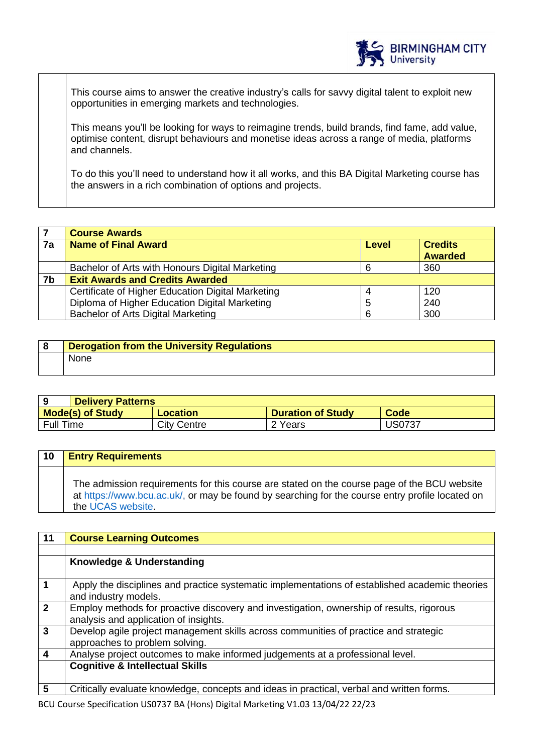| | |
|---|---|
| | This course aims to answer the creative industry's calls for savvy digital talent to exploit new opportunities in emerging markets and technologies.<br><br>This means you'll be looking for ways to reimagine trends, build brands, find fame, add value, optimise content, disrupt behaviours and monetise ideas across a range of media, platforms and channels.<br><br>To do this you'll need to understand how it all works, and this BA Digital Marketing course has the answers in a rich combination of options and projects. |

| 7 | **Course Awards** | | |
|---|---|---|---|
| **7a** | **Name of Final Award** | **Level** | **Credits Awarded** |
| | Bachelor of Arts with Honours Digital Marketing | 6 | 360 |
| **7b** | **Exit Awards and Credits Awarded** | | |
| | Certificate of Higher Education Digital Marketing<br>Diploma of Higher Education Digital Marketing<br>Bachelor of Arts Digital Marketing | 4<br>5<br>6 | 120<br>240<br>300 |

| 8 | **Derogation from the University Regulations** |
|---|---|
| | None |

| 9 **Delivery Patterns** | | | |
|---|---|---|---|
| **Mode(s) of Study** | **Location** | **Duration of Study** | **Code** |
| Full Time | City Centre | 2 Years | US0737 |

| 10 | **Entry Requirements** |
|---|---|
| | The admission requirements for this course are stated on the course page of the BCU website at https://www.bcu.ac.uk/, or may be found by searching for the course entry profile located on the UCAS website. |

| 11 | **Course Learning Outcomes** |
|---|---|
| | |
| | **Knowledge & Understanding** |
| 1 | Apply the disciplines and practice systematic implementations of established academic theories and industry models. |
| 2 | Employ methods for proactive discovery and investigation, ownership of results, rigorous analysis and application of insights. |
| 3 | Develop agile project management skills across communities of practice and strategic approaches to problem solving. |
| 4 | Analyse project outcomes to make informed judgements at a professional level. |
| | **Cognitive & Intellectual Skills** |
| 5 | Critically evaluate knowledge, concepts and ideas in practical, verbal and written forms. |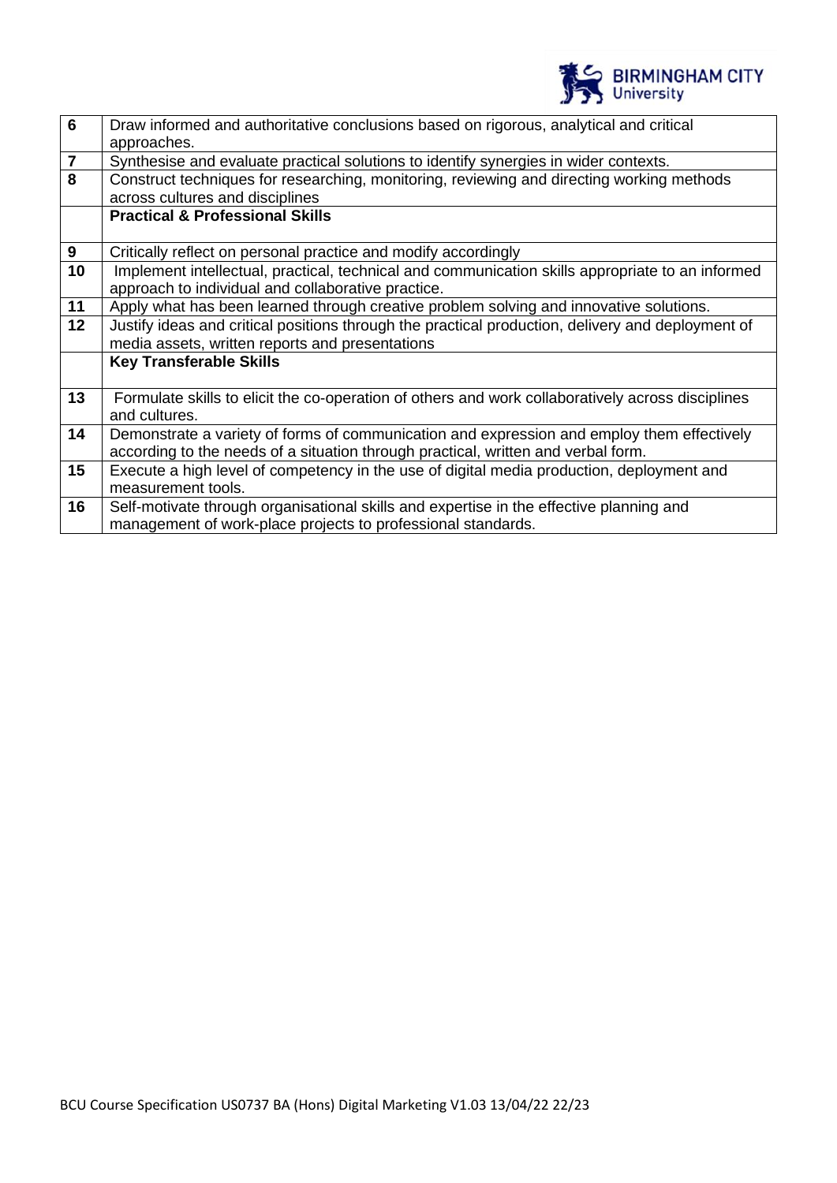| | |
|---|---|
| **6** | Draw informed and authoritative conclusions based on rigorous, analytical and critical approaches. |
| **7** | Synthesise and evaluate practical solutions to identify synergies in wider contexts. |
| **8** | Construct techniques for researching, monitoring, reviewing and directing working methods across cultures and disciplines |
| | **Practical & Professional Skills** |
| **9** | Critically reflect on personal practice and modify accordingly |
| **10** | Implement intellectual, practical, technical and communication skills appropriate to an informed approach to individual and collaborative practice. |
| **11** | Apply what has been learned through creative problem solving and innovative solutions. |
| **12** | Justify ideas and critical positions through the practical production, delivery and deployment of media assets, written reports and presentations |
| | **Key Transferable Skills** |
| **13** | Formulate skills to elicit the co-operation of others and work collaboratively across disciplines and cultures. |
| **14** | Demonstrate a variety of forms of communication and expression and employ them effectively according to the needs of a situation through practical, written and verbal form. |
| **15** | Execute a high level of competency in the use of digital media production, deployment and measurement tools. |
| **16** | Self-motivate through organisational skills and expertise in the effective planning and management of work-place projects to professional standards. |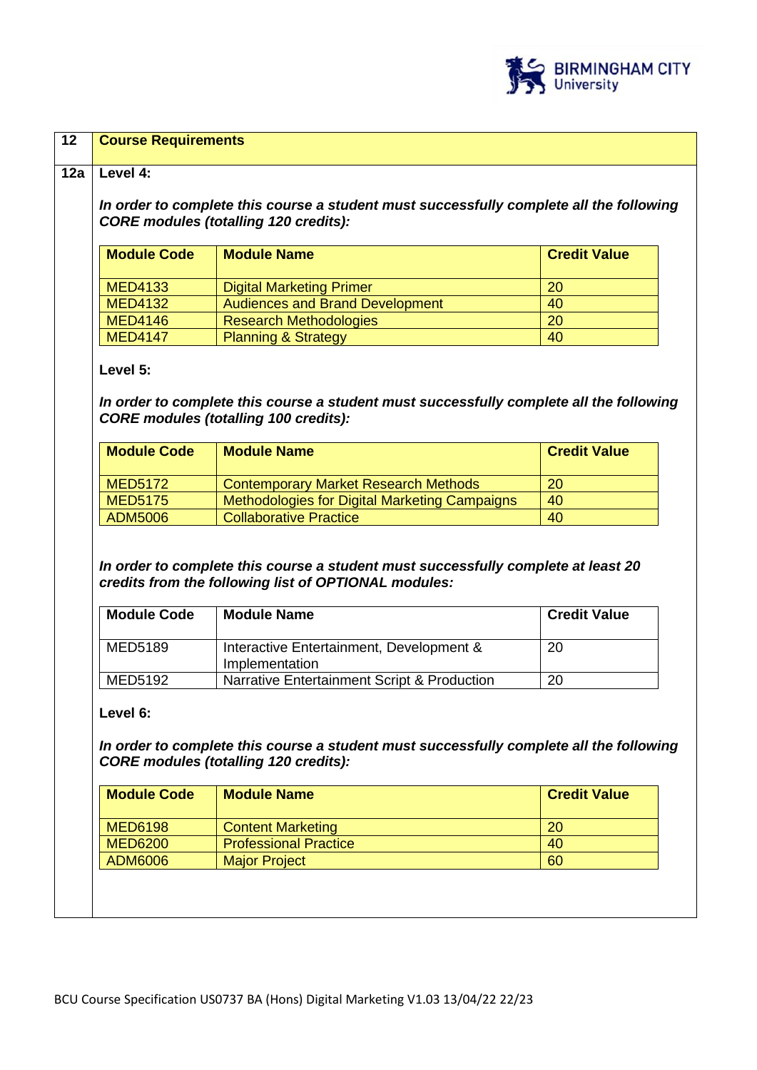| 12 | **Course Requirements** |
|---|---|

**12a** **Level 4:**

***In order to complete this course a student must successfully complete all the following CORE modules (totalling 120 credits):***

| Module Code | Module Name | Credit Value |
|---|---|---|
| MED4133 | Digital Marketing Primer | 20 |
| MED4132 | Audiences and Brand Development | 40 |
| MED4146 | Research Methodologies | 20 |
| MED4147 | Planning & Strategy | 40 |

**Level 5:**

***In order to complete this course a student must successfully complete all the following CORE modules (totalling 100 credits):***

| Module Code | Module Name | Credit Value |
|---|---|---|
| MED5172 | Contemporary Market Research Methods | 20 |
| MED5175 | Methodologies for Digital Marketing Campaigns | 40 |
| ADM5006 | Collaborative Practice | 40 |

***In order to complete this course a student must successfully complete at least 20 credits from the following list of OPTIONAL modules:***

| Module Code | Module Name | Credit Value |
|---|---|---|
| MED5189 | Interactive Entertainment, Development & Implementation | 20 |
| MED5192 | Narrative Entertainment Script & Production | 20 |

**Level 6:**

***In order to complete this course a student must successfully complete all the following CORE modules (totalling 120 credits):***

| Module Code | Module Name | Credit Value |
|---|---|---|
| MED6198 | Content Marketing | 20 |
| MED6200 | Professional Practice | 40 |
| ADM6006 | Major Project | 60 |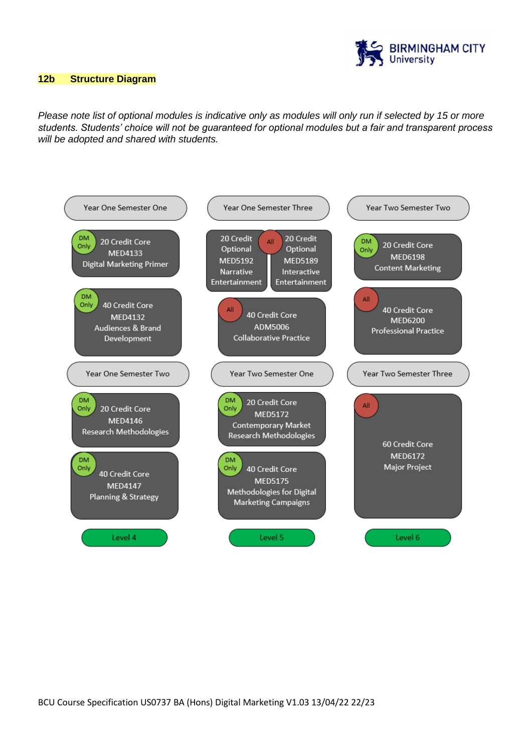## 12b Structure Diagram

*Please note list of optional modules is indicative only as modules will only run if selected by 15 or more students. Students' choice will not be guaranteed for optional modules but a fair and transparent process will be adopted and shared with students.*

**Level 4**

Year One Semester One
- (DM Only) 20 Credit Core MED4133 Digital Marketing Primer
- (DM Only) 40 Credit Core MED4132 Audiences & Brand Development

Year One Semester Two
- (DM Only) 20 Credit Core MED4146 Research Methodologies
- (DM Only) 40 Credit Core MED4147 Planning & Strategy

**Level 5**

Year One Semester Three
- (All) 20 Credit Optional MED5192 Narrative Entertainment
- (All) 20 Credit Optional MED5189 Interactive Entertainment
- (All) 40 Credit Core ADM5006 Collaborative Practice

Year Two Semester One
- (DM Only) 20 Credit Core MED5172 Contemporary Market Research Methodologies
- (DM Only) 40 Credit Core MED5175 Methodologies for Digital Marketing Campaigns

**Level 6**

Year Two Semester Two
- (DM Only) 20 Credit Core MED6198 Content Marketing
- (All) 40 Credit Core MED6200 Professional Practice

Year Two Semester Three
- (All) 60 Credit Core MED6172 Major Project

BCU Course Specification US0737 BA (Hons) Digital Marketing V1.03 13/04/22 22/23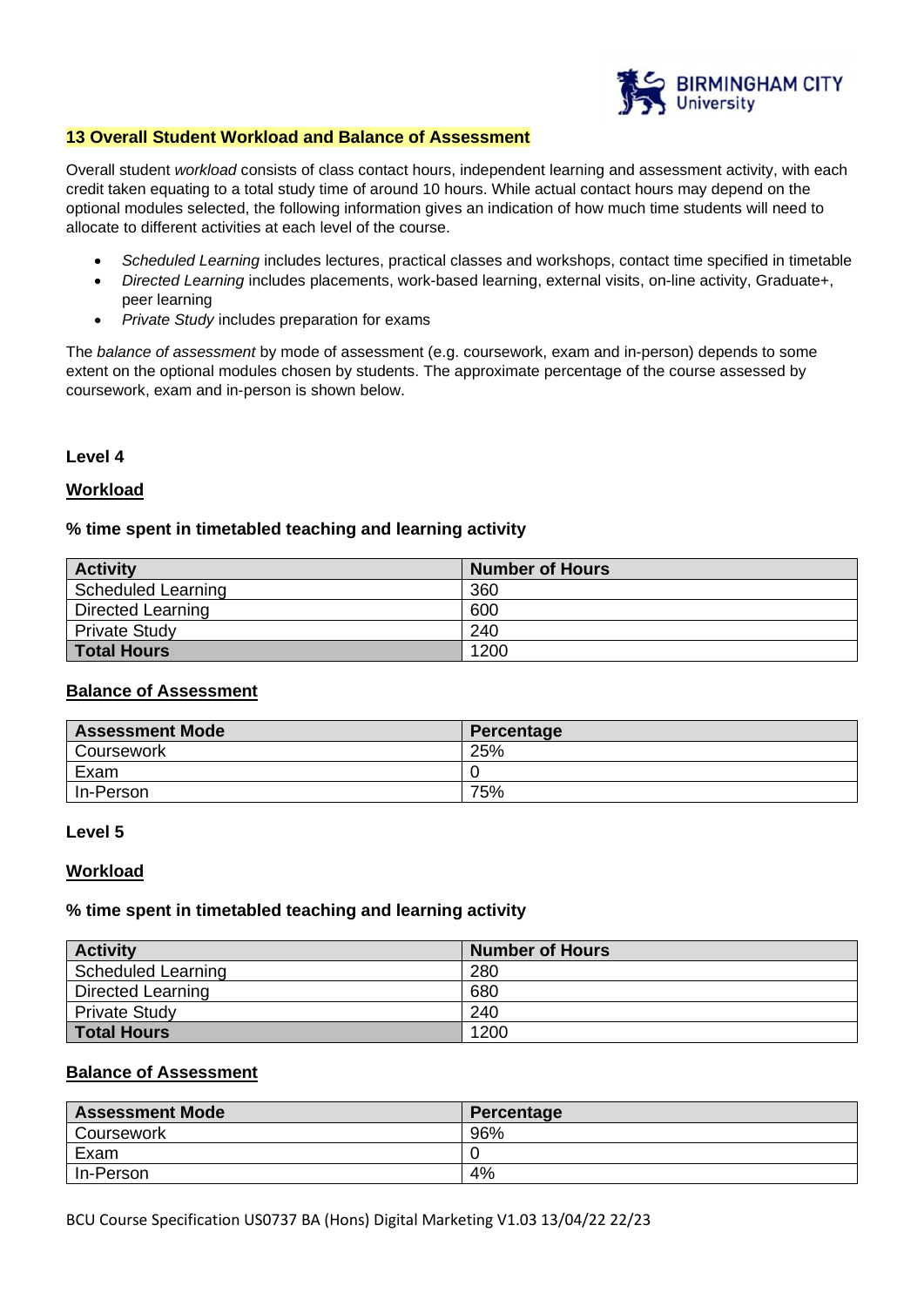## 13 Overall Student Workload and Balance of Assessment

Overall student *workload* consists of class contact hours, independent learning and assessment activity, with each credit taken equating to a total study time of around 10 hours. While actual contact hours may depend on the optional modules selected, the following information gives an indication of how much time students will need to allocate to different activities at each level of the course.

- *Scheduled Learning* includes lectures, practical classes and workshops, contact time specified in timetable
- *Directed Learning* includes placements, work-based learning, external visits, on-line activity, Graduate+, peer learning
- *Private Study* includes preparation for exams

The *balance of assessment* by mode of assessment (e.g. coursework, exam and in-person) depends to some extent on the optional modules chosen by students. The approximate percentage of the course assessed by coursework, exam and in-person is shown below.

### Level 4

**Workload**

**% time spent in timetabled teaching and learning activity**

| Activity | Number of Hours |
|---|---|
| Scheduled Learning | 360 |
| Directed Learning | 600 |
| Private Study | 240 |
| **Total Hours** | 1200 |

**Balance of Assessment**

| Assessment Mode | Percentage |
|---|---|
| Coursework | 25% |
| Exam | 0 |
| In-Person | 75% |

### Level 5

**Workload**

**% time spent in timetabled teaching and learning activity**

| Activity | Number of Hours |
|---|---|
| Scheduled Learning | 280 |
| Directed Learning | 680 |
| Private Study | 240 |
| **Total Hours** | 1200 |

**Balance of Assessment**

| Assessment Mode | Percentage |
|---|---|
| Coursework | 96% |
| Exam | 0 |
| In-Person | 4% |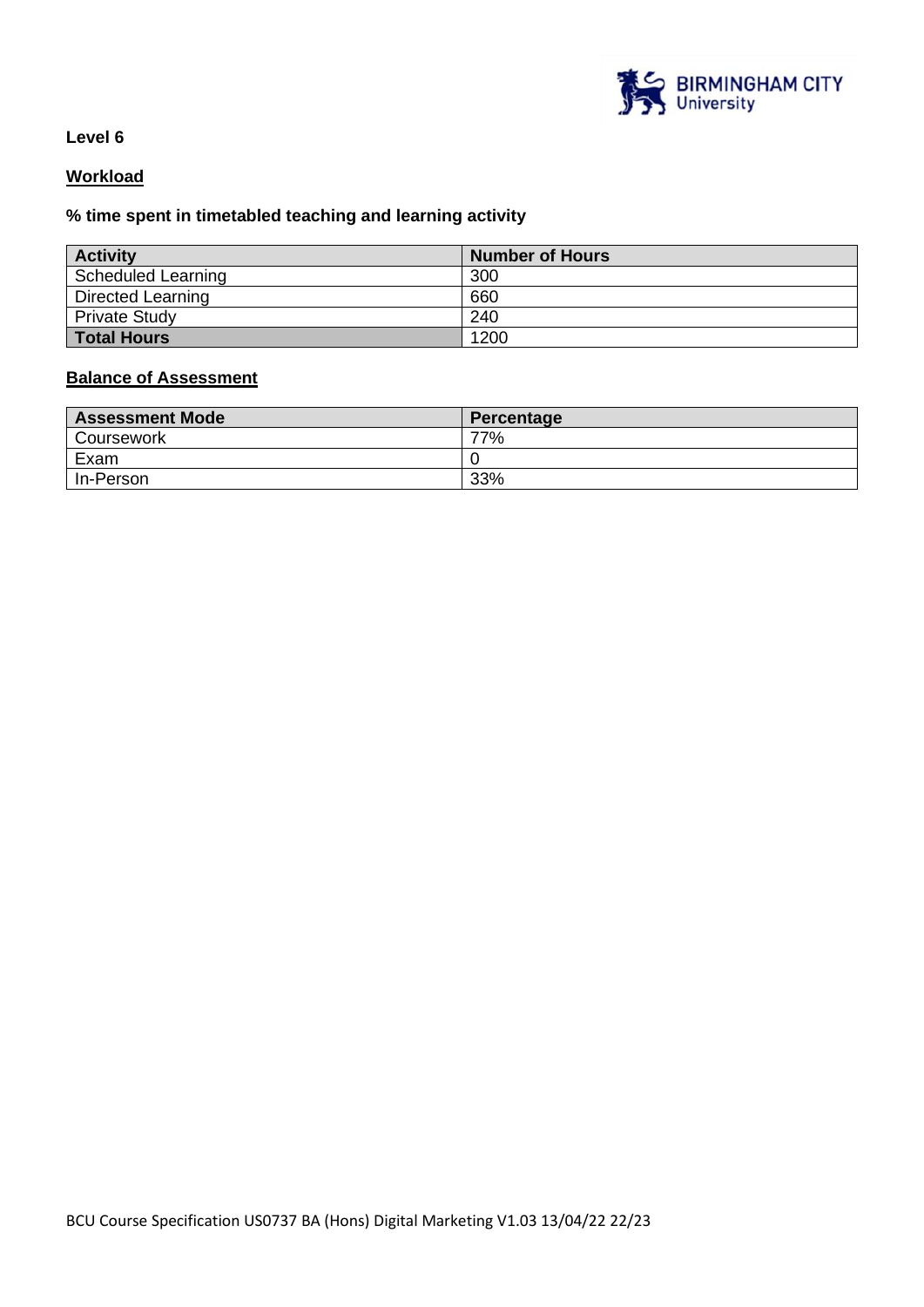**Level 6**

**Workload**

**% time spent in timetabled teaching and learning activity**

| Activity | Number of Hours |
| --- | --- |
| Scheduled Learning | 300 |
| Directed Learning | 660 |
| Private Study | 240 |
| **Total Hours** | 1200 |

**Balance of Assessment**

| Assessment Mode | Percentage |
| --- | --- |
| Coursework | 77% |
| Exam | 0 |
| In-Person | 33% |